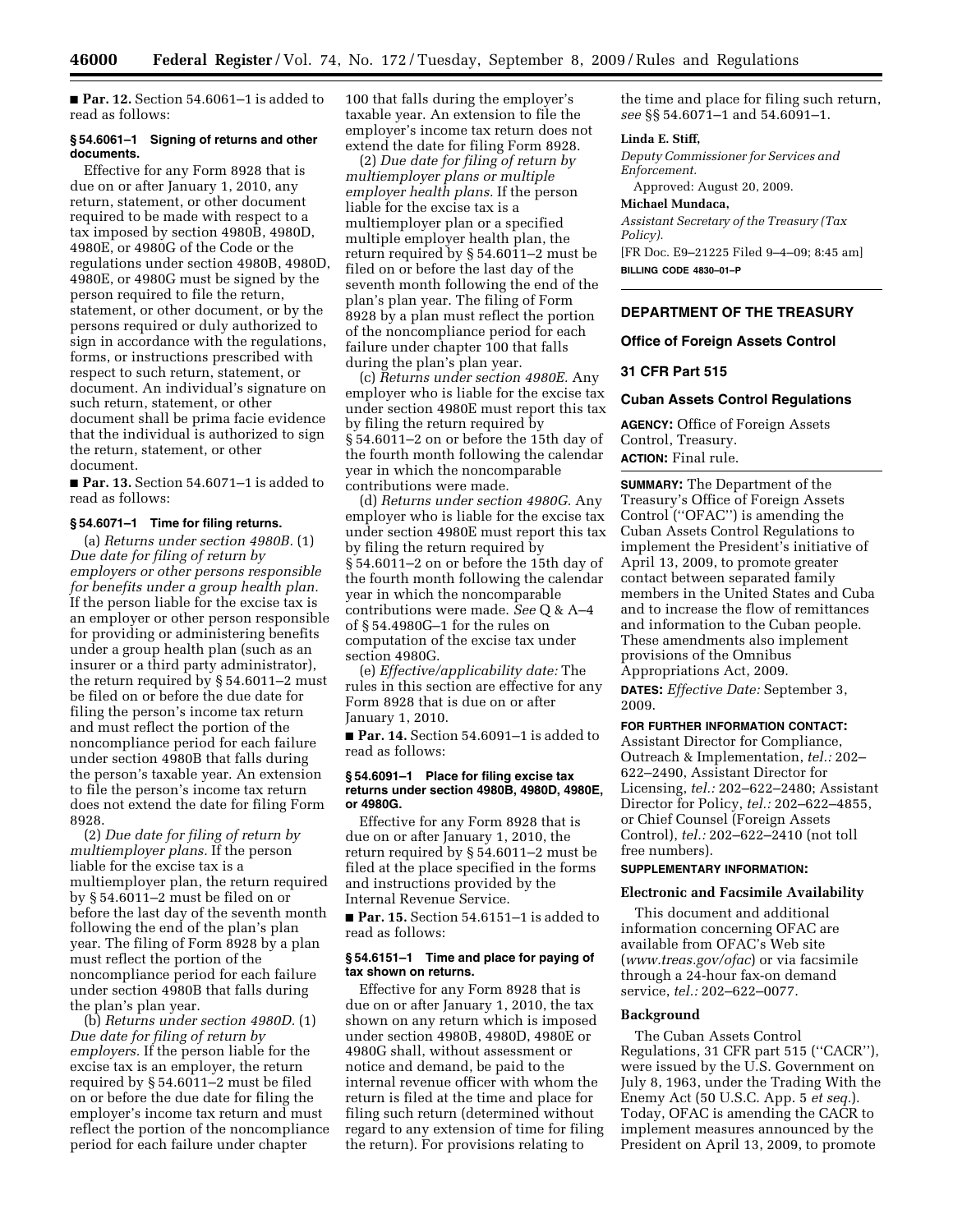■ **Par. 12.** Section 54.6061–1 is added to read as follows:

**§ 54.6061–1 Signing of returns and other documents.**

Effective for any Form 8928 that is due on or after January 1, 2010, any return, statement, or other document required to be made with respect to a tax imposed by section 4980B, 4980D, 4980E, or 4980G of the Code or the regulations under section 4980B, 4980D, 4980E, or 4980G must be signed by the person required to file the return, statement, or other document, or by the persons required or duly authorized to sign in accordance with the regulations, forms, or instructions prescribed with respect to such return, statement, or document. An individual's signature on such return, statement, or other document shall be prima facie evidence that the individual is authorized to sign the return, statement, or other document.

■ **Par. 13.** Section 54.6071–1 is added to read as follows:

**§ 54.6071–1 Time for filing returns.**

(a) *Returns under section 4980B.* (1) *Due date for filing of return by employers or other persons responsible for benefits under a group health plan.* If the person liable for the excise tax is an employer or other person responsible for providing or administering benefits under a group health plan (such as an insurer or a third party administrator), the return required by § 54.6011–2 must be filed on or before the due date for filing the person's income tax return and must reflect the portion of the noncompliance period for each failure under section 4980B that falls during the person's taxable year. An extension to file the person's income tax return does not extend the date for filing Form 8928.

(2) *Due date for filing of return by multiemployer plans.* If the person liable for the excise tax is a multiemployer plan, the return required by § 54.6011–2 must be filed on or before the last day of the seventh month following the end of the plan's plan year. The filing of Form 8928 by a plan must reflect the portion of the noncompliance period for each failure under section 4980B that falls during the plan's plan year.

(b) *Returns under section 4980D.* (1) *Due date for filing of return by employers.* If the person liable for the excise tax is an employer, the return required by § 54.6011–2 must be filed on or before the due date for filing the employer's income tax return and must reflect the portion of the noncompliance period for each failure under chapter 100 that falls during the employer's taxable year. An extension to file the employer's income tax return does not extend the date for filing Form 8928.

(2) *Due date for filing of return by multiemployer plans or multiple employer health plans.* If the person liable for the excise tax is a multiemployer plan or a specified multiple employer health plan, the return required by § 54.6011–2 must be filed on or before the last day of the seventh month following the end of the plan's plan year. The filing of Form 8928 by a plan must reflect the portion of the noncompliance period for each failure under chapter 100 that falls during the plan's plan year.

(c) *Returns under section 4980E.* Any employer who is liable for the excise tax under section 4980E must report this tax by filing the return required by § 54.6011–2 on or before the 15th day of the fourth month following the calendar year in which the noncomparable contributions were made.

(d) *Returns under section 4980G.* Any employer who is liable for the excise tax under section 4980E must report this tax by filing the return required by § 54.6011–2 on or before the 15th day of the fourth month following the calendar year in which the noncomparable contributions were made. *See* Q & A–4 of § 54.4980G–1 for the rules on computation of the excise tax under section 4980G.

(e) *Effective/applicability date:* The rules in this section are effective for any Form 8928 that is due on or after January 1, 2010.

■ **Par. 14.** Section 54.6091–1 is added to read as follows:

**§ 54.6091–1 Place for filing excise tax returns under section 4980B, 4980D, 4980E, or 4980G.**

Effective for any Form 8928 that is due on or after January 1, 2010, the return required by § 54.6011–2 must be filed at the place specified in the forms and instructions provided by the Internal Revenue Service.

■ **Par. 15.** Section 54.6151–1 is added to read as follows:

**§ 54.6151–1 Time and place for paying of tax shown on returns.**

Effective for any Form 8928 that is due on or after January 1, 2010, the tax shown on any return which is imposed under section 4980B, 4980D, 4980E or 4980G shall, without assessment or notice and demand, be paid to the internal revenue officer with whom the return is filed at the time and place for filing such return (determined without regard to any extension of time for filing the return). For provisions relating to the time and place for filing such return, *see* §§ 54.6071–1 and 54.6091–1.

**Linda E. Stiff,**

*Deputy Commissioner for Services and Enforcement.*

Approved: August 20, 2009.

**Michael Mundaca,**

*Assistant Secretary of the Treasury (Tax Policy).*

[FR Doc. E9–21225 Filed 9–4–09; 8:45 am]

**BILLING CODE 4830–01–P**

---

## DEPARTMENT OF THE TREASURY

### Office of Foreign Assets Control

### 31 CFR Part 515

### Cuban Assets Control Regulations

**AGENCY:** Office of Foreign Assets Control, Treasury.

**ACTION:** Final rule.

**SUMMARY:** The Department of the Treasury's Office of Foreign Assets Control (''OFAC'') is amending the Cuban Assets Control Regulations to implement the President's initiative of April 13, 2009, to promote greater contact between separated family members in the United States and Cuba and to increase the flow of remittances and information to the Cuban people. These amendments also implement provisions of the Omnibus Appropriations Act, 2009.

**DATES:** *Effective Date:* September 3, 2009.

**FOR FURTHER INFORMATION CONTACT:** Assistant Director for Compliance, Outreach & Implementation, *tel.:* 202–622–2490, Assistant Director for Licensing, *tel.:* 202–622–2480; Assistant Director for Policy, *tel.:* 202–622–4855, or Chief Counsel (Foreign Assets Control), *tel.:* 202–622–2410 (not toll free numbers).

**SUPPLEMENTARY INFORMATION:**

**Electronic and Facsimile Availability**

This document and additional information concerning OFAC are available from OFAC's Web site (*www.treas.gov/ofac*) or via facsimile through a 24-hour fax-on demand service, *tel.:* 202–622–0077.

**Background**

The Cuban Assets Control Regulations, 31 CFR part 515 (''CACR''), were issued by the U.S. Government on July 8, 1963, under the Trading With the Enemy Act (50 U.S.C. App. 5 *et seq.*). Today, OFAC is amending the CACR to implement measures announced by the President on April 13, 2009, to promote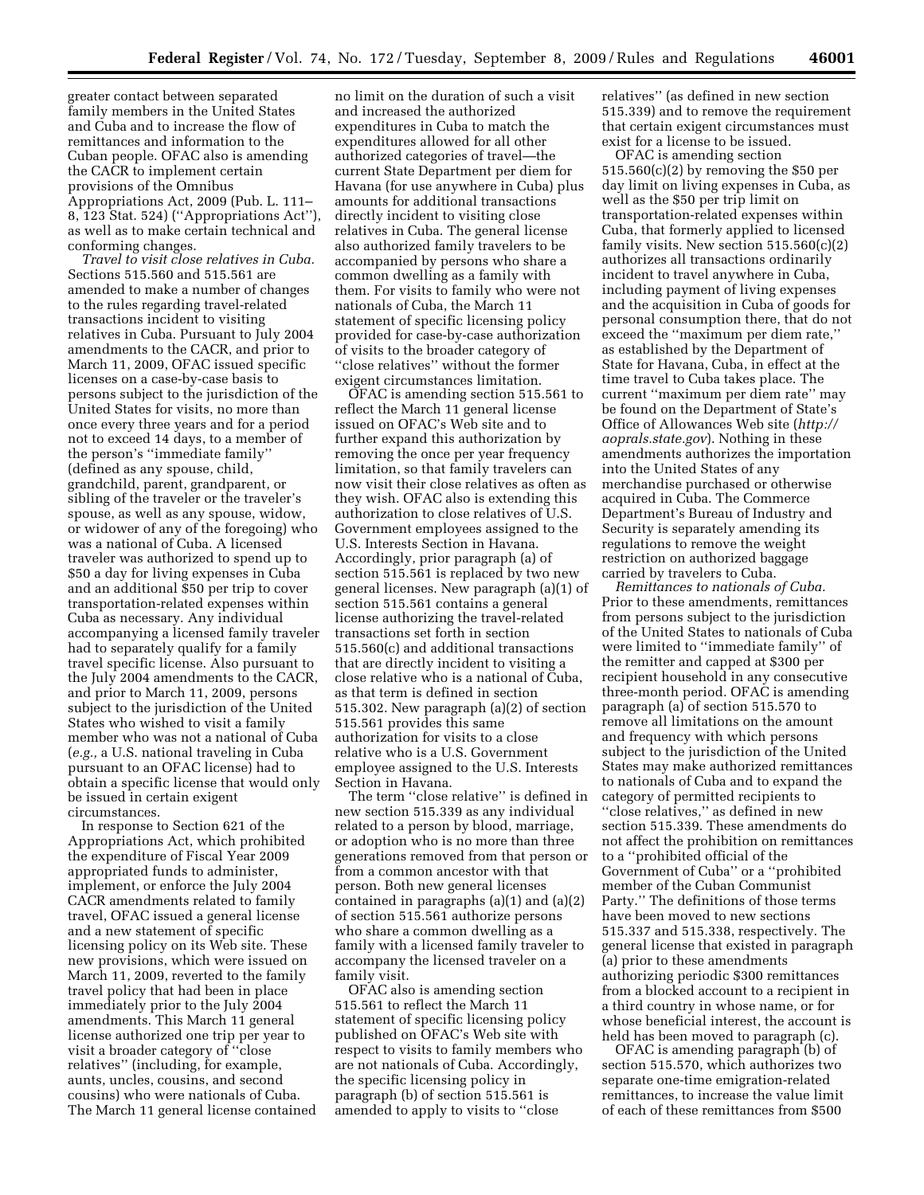greater contact between separated family members in the United States and Cuba and to increase the flow of remittances and information to the Cuban people. OFAC also is amending the CACR to implement certain provisions of the Omnibus Appropriations Act, 2009 (Pub. L. 111–8, 123 Stat. 524) (''Appropriations Act''), as well as to make certain technical and conforming changes.

*Travel to visit close relatives in Cuba.* Sections 515.560 and 515.561 are amended to make a number of changes to the rules regarding travel-related transactions incident to visiting relatives in Cuba. Pursuant to July 2004 amendments to the CACR, and prior to March 11, 2009, OFAC issued specific licenses on a case-by-case basis to persons subject to the jurisdiction of the United States for visits, no more than once every three years and for a period not to exceed 14 days, to a member of the person's ''immediate family'' (defined as any spouse, child, grandchild, parent, grandparent, or sibling of the traveler or the traveler's spouse, as well as any spouse, widow, or widower of any of the foregoing) who was a national of Cuba. A licensed traveler was authorized to spend up to $50 a day for living expenses in Cuba and an additional $50 per trip to cover transportation-related expenses within Cuba as necessary. Any individual accompanying a licensed family traveler had to separately qualify for a family travel specific license. Also pursuant to the July 2004 amendments to the CACR, and prior to March 11, 2009, persons subject to the jurisdiction of the United States who wished to visit a family member who was not a national of Cuba (*e.g.,* a U.S. national traveling in Cuba pursuant to an OFAC license) had to obtain a specific license that would only be issued in certain exigent circumstances.

In response to Section 621 of the Appropriations Act, which prohibited the expenditure of Fiscal Year 2009 appropriated funds to administer, implement, or enforce the July 2004 CACR amendments related to family travel, OFAC issued a general license and a new statement of specific licensing policy on its Web site. These new provisions, which were issued on March 11, 2009, reverted to the family travel policy that had been in place immediately prior to the July 2004 amendments. This March 11 general license authorized one trip per year to visit a broader category of ''close relatives'' (including, for example, aunts, uncles, cousins, and second cousins) who were nationals of Cuba. The March 11 general license contained no limit on the duration of such a visit and increased the authorized expenditures in Cuba to match the expenditures allowed for all other authorized categories of travel—the current State Department per diem for Havana (for use anywhere in Cuba) plus amounts for additional transactions directly incident to visiting close relatives in Cuba. The general license also authorized family travelers to be accompanied by persons who share a common dwelling as a family with them. For visits to family who were not nationals of Cuba, the March 11 statement of specific licensing policy provided for case-by-case authorization of visits to the broader category of ''close relatives'' without the former exigent circumstances limitation.

OFAC is amending section 515.561 to reflect the March 11 general license issued on OFAC's Web site and to further expand this authorization by removing the once per year frequency limitation, so that family travelers can now visit their close relatives as often as they wish. OFAC also is extending this authorization to close relatives of U.S. Government employees assigned to the U.S. Interests Section in Havana. Accordingly, prior paragraph (a) of section 515.561 is replaced by two new general licenses. New paragraph (a)(1) of section 515.561 contains a general license authorizing the travel-related transactions set forth in section 515.560(c) and additional transactions that are directly incident to visiting a close relative who is a national of Cuba, as that term is defined in section 515.302. New paragraph (a)(2) of section 515.561 provides this same authorization for visits to a close relative who is a U.S. Government employee assigned to the U.S. Interests Section in Havana.

The term ''close relative'' is defined in new section 515.339 as any individual related to a person by blood, marriage, or adoption who is no more than three generations removed from that person or from a common ancestor with that person. Both new general licenses contained in paragraphs (a)(1) and (a)(2) of section 515.561 authorize persons who share a common dwelling as a family with a licensed family traveler to accompany the licensed traveler on a family visit.

OFAC also is amending section 515.561 to reflect the March 11 statement of specific licensing policy published on OFAC's Web site with respect to visits to family members who are not nationals of Cuba. Accordingly, the specific licensing policy in paragraph (b) of section 515.561 is amended to apply to visits to ''close relatives'' (as defined in new section 515.339) and to remove the requirement that certain exigent circumstances must exist for a license to be issued.

OFAC is amending section 515.560(c)(2) by removing the $50 per day limit on living expenses in Cuba, as well as the $50 per trip limit on transportation-related expenses within Cuba, that formerly applied to licensed family visits. New section 515.560(c)(2) authorizes all transactions ordinarily incident to travel anywhere in Cuba, including payment of living expenses and the acquisition in Cuba of goods for personal consumption there, that do not exceed the ''maximum per diem rate,'' as established by the Department of State for Havana, Cuba, in effect at the time travel to Cuba takes place. The current ''maximum per diem rate'' may be found on the Department of State's Office of Allowances Web site (*http://aoprals.state.gov*). Nothing in these amendments authorizes the importation into the United States of any merchandise purchased or otherwise acquired in Cuba. The Commerce Department's Bureau of Industry and Security is separately amending its regulations to remove the weight restriction on authorized baggage carried by travelers to Cuba.

*Remittances to nationals of Cuba.* Prior to these amendments, remittances from persons subject to the jurisdiction of the United States to nationals of Cuba were limited to ''immediate family'' of the remitter and capped at $300 per recipient household in any consecutive three-month period. OFAC is amending paragraph (a) of section 515.570 to remove all limitations on the amount and frequency with which persons subject to the jurisdiction of the United States may make authorized remittances to nationals of Cuba and to expand the category of permitted recipients to ''close relatives,'' as defined in new section 515.339. These amendments do not affect the prohibition on remittances to a ''prohibited official of the Government of Cuba'' or a ''prohibited member of the Cuban Communist Party.'' The definitions of those terms have been moved to new sections 515.337 and 515.338, respectively. The general license that existed in paragraph (a) prior to these amendments authorizing periodic $300 remittances from a blocked account to a recipient in a third country in whose name, or for whose beneficial interest, the account is held has been moved to paragraph (c).

OFAC is amending paragraph (b) of section 515.570, which authorizes two separate one-time emigration-related remittances, to increase the value limit of each of these remittances from $500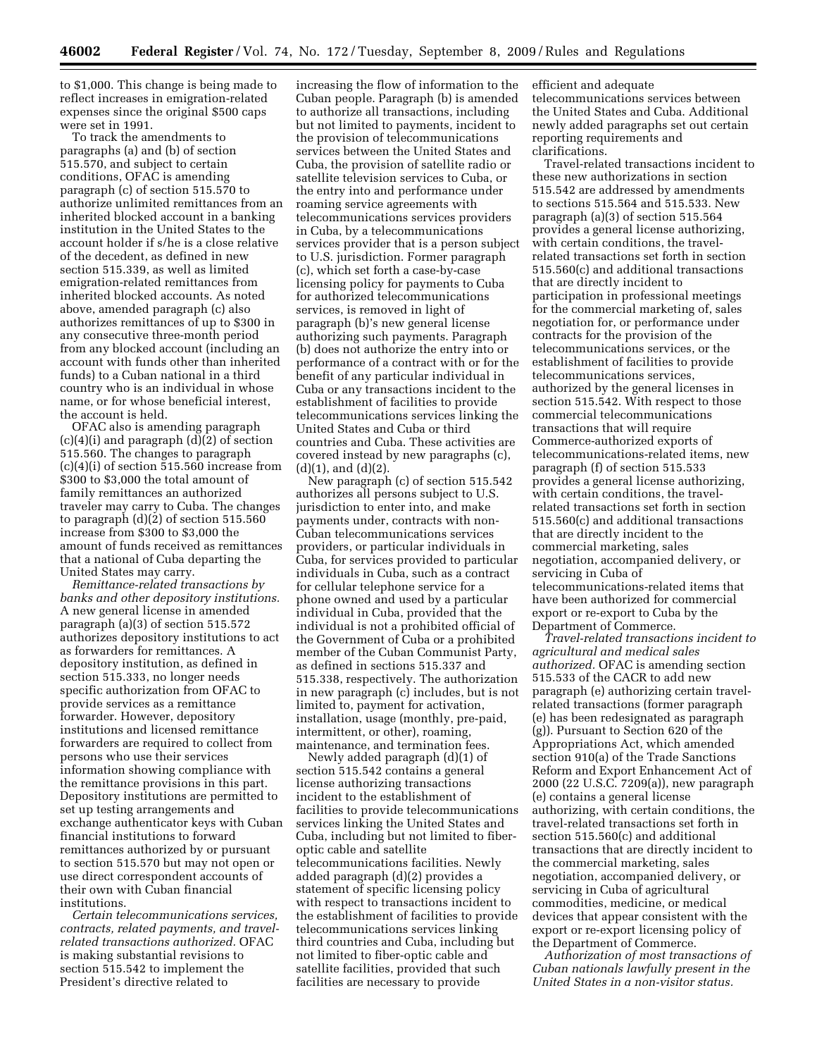to $1,000. This change is being made to reflect increases in emigration-related expenses since the original $500 caps were set in 1991.

To track the amendments to paragraphs (a) and (b) of section 515.570, and subject to certain conditions, OFAC is amending paragraph (c) of section 515.570 to authorize unlimited remittances from an inherited blocked account in a banking institution in the United States to the account holder if s/he is a close relative of the decedent, as defined in new section 515.339, as well as limited emigration-related remittances from inherited blocked accounts. As noted above, amended paragraph (c) also authorizes remittances of up to $300 in any consecutive three-month period from any blocked account (including an account with funds other than inherited funds) to a Cuban national in a third country who is an individual in whose name, or for whose beneficial interest, the account is held.

OFAC also is amending paragraph (c)(4)(i) and paragraph (d)(2) of section 515.560. The changes to paragraph (c)(4)(i) of section 515.560 increase from $300 to $3,000 the total amount of family remittances an authorized traveler may carry to Cuba. The changes to paragraph (d)(2) of section 515.560 increase from $300 to $3,000 the amount of funds received as remittances that a national of Cuba departing the United States may carry.

*Remittance-related transactions by banks and other depository institutions.* A new general license in amended paragraph (a)(3) of section 515.572 authorizes depository institutions to act as forwarders for remittances. A depository institution, as defined in section 515.333, no longer needs specific authorization from OFAC to provide services as a remittance forwarder. However, depository institutions and licensed remittance forwarders are required to collect from persons who use their services information showing compliance with the remittance provisions in this part. Depository institutions are permitted to set up testing arrangements and exchange authenticator keys with Cuban financial institutions to forward remittances authorized by or pursuant to section 515.570 but may not open or use direct correspondent accounts of their own with Cuban financial institutions.

*Certain telecommunications services, contracts, related payments, and travel-related transactions authorized.* OFAC is making substantial revisions to section 515.542 to implement the President's directive related to increasing the flow of information to the Cuban people. Paragraph (b) is amended to authorize all transactions, including but not limited to payments, incident to the provision of telecommunications services between the United States and Cuba, the provision of satellite radio or satellite television services to Cuba, or the entry into and performance under roaming service agreements with telecommunications services providers in Cuba, by a telecommunications services provider that is a person subject to U.S. jurisdiction. Former paragraph (c), which set forth a case-by-case licensing policy for payments to Cuba for authorized telecommunications services, is removed in light of paragraph (b)'s new general license authorizing such payments. Paragraph (b) does not authorize the entry into or performance of a contract with or for the benefit of any particular individual in Cuba or any transactions incident to the establishment of facilities to provide telecommunications services linking the United States and Cuba or third countries and Cuba. These activities are covered instead by new paragraphs (c), (d)(1), and (d)(2).

New paragraph (c) of section 515.542 authorizes all persons subject to U.S. jurisdiction to enter into, and make payments under, contracts with non-Cuban telecommunications services providers, or particular individuals in Cuba, for services provided to particular individuals in Cuba, such as a contract for cellular telephone service for a phone owned and used by a particular individual in Cuba, provided that the individual is not a prohibited official of the Government of Cuba or a prohibited member of the Cuban Communist Party, as defined in sections 515.337 and 515.338, respectively. The authorization in new paragraph (c) includes, but is not limited to, payment for activation, installation, usage (monthly, pre-paid, intermittent, or other), roaming, maintenance, and termination fees.

Newly added paragraph (d)(1) of section 515.542 contains a general license authorizing transactions incident to the establishment of facilities to provide telecommunications services linking the United States and Cuba, including but not limited to fiber-optic cable and satellite telecommunications facilities. Newly added paragraph (d)(2) provides a statement of specific licensing policy with respect to transactions incident to the establishment of facilities to provide telecommunications services linking third countries and Cuba, including but not limited to fiber-optic cable and satellite facilities, provided that such facilities are necessary to provide efficient and adequate telecommunications services between the United States and Cuba. Additional newly added paragraphs set out certain reporting requirements and clarifications.

Travel-related transactions incident to these new authorizations in section 515.542 are addressed by amendments to sections 515.564 and 515.533. New paragraph (a)(3) of section 515.564 provides a general license authorizing, with certain conditions, the travel-related transactions set forth in section 515.560(c) and additional transactions that are directly incident to participation in professional meetings for the commercial marketing of, sales negotiation for, or performance under contracts for the provision of the telecommunications services, or the establishment of facilities to provide telecommunications services, authorized by the general licenses in section 515.542. With respect to those commercial telecommunications transactions that will require Commerce-authorized exports of telecommunications-related items, new paragraph (f) of section 515.533 provides a general license authorizing, with certain conditions, the travel-related transactions set forth in section 515.560(c) and additional transactions that are directly incident to the commercial marketing, sales negotiation, accompanied delivery, or servicing in Cuba of telecommunications-related items that have been authorized for commercial export or re-export to Cuba by the Department of Commerce.

*Travel-related transactions incident to agricultural and medical sales authorized.* OFAC is amending section 515.533 of the CACR to add new paragraph (e) authorizing certain travel-related transactions (former paragraph (e) has been redesignated as paragraph (g)). Pursuant to Section 620 of the Appropriations Act, which amended section 910(a) of the Trade Sanctions Reform and Export Enhancement Act of 2000 (22 U.S.C. 7209(a)), new paragraph (e) contains a general license authorizing, with certain conditions, the travel-related transactions set forth in section 515.560(c) and additional transactions that are directly incident to the commercial marketing, sales negotiation, accompanied delivery, or servicing in Cuba of agricultural commodities, medicine, or medical devices that appear consistent with the export or re-export licensing policy of the Department of Commerce.

*Authorization of most transactions of Cuban nationals lawfully present in the United States in a non-visitor status.*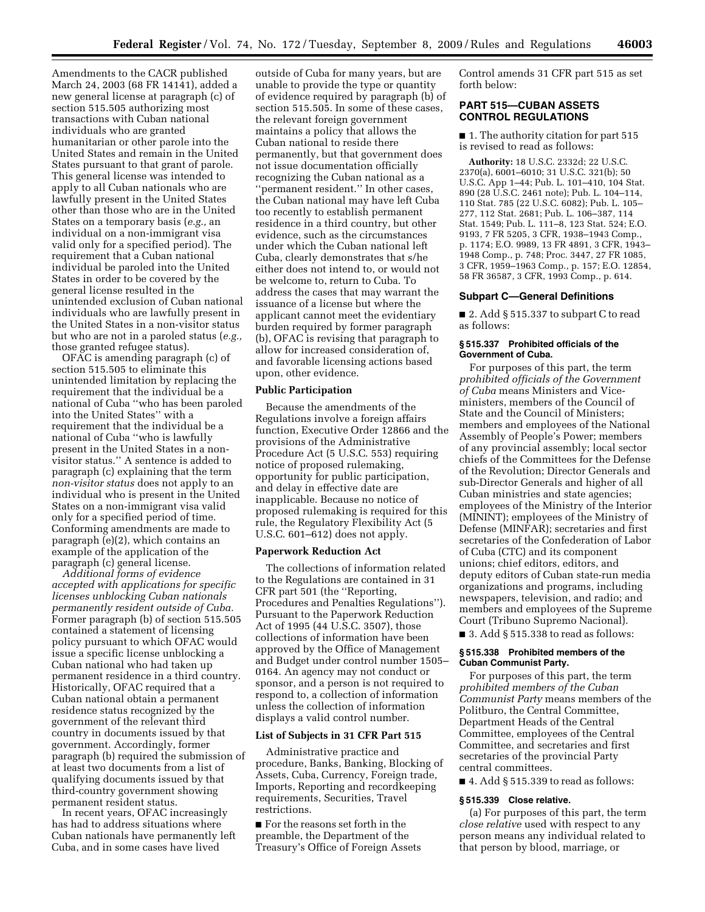Amendments to the CACR published March 24, 2003 (68 FR 14141), added a new general license at paragraph (c) of section 515.505 authorizing most transactions with Cuban national individuals who are granted humanitarian or other parole into the United States and remain in the United States pursuant to that grant of parole. This general license was intended to apply to all Cuban nationals who are lawfully present in the United States other than those who are in the United States on a temporary basis (*e.g.,* an individual on a non-immigrant visa valid only for a specified period). The requirement that a Cuban national individual be paroled into the United States in order to be covered by the general license resulted in the unintended exclusion of Cuban national individuals who are lawfully present in the United States in a non-visitor status but who are not in a paroled status (*e.g.,* those granted refugee status).

OFAC is amending paragraph (c) of section 515.505 to eliminate this unintended limitation by replacing the requirement that the individual be a national of Cuba ''who has been paroled into the United States'' with a requirement that the individual be a national of Cuba ''who is lawfully present in the United States in a non-visitor status.'' A sentence is added to paragraph (c) explaining that the term *non-visitor status* does not apply to an individual who is present in the United States on a non-immigrant visa valid only for a specified period of time. Conforming amendments are made to paragraph (e)(2), which contains an example of the application of the paragraph (c) general license.

*Additional forms of evidence accepted with applications for specific licenses unblocking Cuban nationals permanently resident outside of Cuba.* Former paragraph (b) of section 515.505 contained a statement of licensing policy pursuant to which OFAC would issue a specific license unblocking a Cuban national who had taken up permanent residence in a third country. Historically, OFAC required that a Cuban national obtain a permanent residence status recognized by the government of the relevant third country in documents issued by that government. Accordingly, former paragraph (b) required the submission of at least two documents from a list of qualifying documents issued by that third-country government showing permanent resident status.

In recent years, OFAC increasingly has had to address situations where Cuban nationals have permanently left Cuba, and in some cases have lived outside of Cuba for many years, but are unable to provide the type or quantity of evidence required by paragraph (b) of section 515.505. In some of these cases, the relevant foreign government maintains a policy that allows the Cuban national to reside there permanently, but that government does not issue documentation officially recognizing the Cuban national as a ''permanent resident.'' In other cases, the Cuban national may have left Cuba too recently to establish permanent residence in a third country, but other evidence, such as the circumstances under which the Cuban national left Cuba, clearly demonstrates that s/he either does not intend to, or would not be welcome to, return to Cuba. To address the cases that may warrant the issuance of a license but where the applicant cannot meet the evidentiary burden required by former paragraph (b), OFAC is revising that paragraph to allow for increased consideration of, and favorable licensing actions based upon, other evidence.

### Public Participation

Because the amendments of the Regulations involve a foreign affairs function, Executive Order 12866 and the provisions of the Administrative Procedure Act (5 U.S.C. 553) requiring notice of proposed rulemaking, opportunity for public participation, and delay in effective date are inapplicable. Because no notice of proposed rulemaking is required for this rule, the Regulatory Flexibility Act (5 U.S.C. 601–612) does not apply.

### Paperwork Reduction Act

The collections of information related to the Regulations are contained in 31 CFR part 501 (the ''Reporting, Procedures and Penalties Regulations''). Pursuant to the Paperwork Reduction Act of 1995 (44 U.S.C. 3507), those collections of information have been approved by the Office of Management and Budget under control number 1505–0164. An agency may not conduct or sponsor, and a person is not required to respond to, a collection of information unless the collection of information displays a valid control number.

### List of Subjects in 31 CFR Part 515

Administrative practice and procedure, Banks, Banking, Blocking of Assets, Cuba, Currency, Foreign trade, Imports, Reporting and recordkeeping requirements, Securities, Travel restrictions.

■ For the reasons set forth in the preamble, the Department of the Treasury's Office of Foreign Assets Control amends 31 CFR part 515 as set forth below:

## PART 515—CUBAN ASSETS CONTROL REGULATIONS

■ 1. The authority citation for part 515 is revised to read as follows:

**Authority:** 18 U.S.C. 2332d; 22 U.S.C. 2370(a), 6001–6010; 31 U.S.C. 321(b); 50 U.S.C. App 1–44; Pub. L. 101–410, 104 Stat. 890 (28 U.S.C. 2461 note); Pub. L. 104–114, 110 Stat. 785 (22 U.S.C. 6082); Pub. L. 105–277, 112 Stat. 2681; Pub. L. 106–387, 114 Stat. 1549; Pub. L. 111–8, 123 Stat. 524; E.O. 9193, 7 FR 5205, 3 CFR, 1938–1943 Comp., p. 1174; E.O. 9989, 13 FR 4891, 3 CFR, 1943–1948 Comp., p. 748; Proc. 3447, 27 FR 1085, 3 CFR, 1959–1963 Comp., p. 157; E.O. 12854, 58 FR 36587, 3 CFR, 1993 Comp., p. 614.

### Subpart C—General Definitions

■ 2. Add § 515.337 to subpart C to read as follows:

#### § 515.337 Prohibited officials of the Government of Cuba.

For purposes of this part, the term *prohibited officials of the Government of Cuba* means Ministers and Vice-ministers, members of the Council of State and the Council of Ministers; members and employees of the National Assembly of People's Power; members of any provincial assembly; local sector chiefs of the Committees for the Defense of the Revolution; Director Generals and sub-Director Generals and higher of all Cuban ministries and state agencies; employees of the Ministry of the Interior (MININT); employees of the Ministry of Defense (MINFAR); secretaries and first secretaries of the Confederation of Labor of Cuba (CTC) and its component unions; chief editors, editors, and deputy editors of Cuban state-run media organizations and programs, including newspapers, television, and radio; and members and employees of the Supreme Court (Tribuno Supremo Nacional).

■ 3. Add § 515.338 to read as follows:

#### § 515.338 Prohibited members of the Cuban Communist Party.

For purposes of this part, the term *prohibited members of the Cuban Communist Party* means members of the Politburo, the Central Committee, Department Heads of the Central Committee, employees of the Central Committee, and secretaries and first secretaries of the provincial Party central committees.

■ 4. Add § 515.339 to read as follows:

#### § 515.339 Close relative.

(a) For purposes of this part, the term *close relative* used with respect to any person means any individual related to that person by blood, marriage, or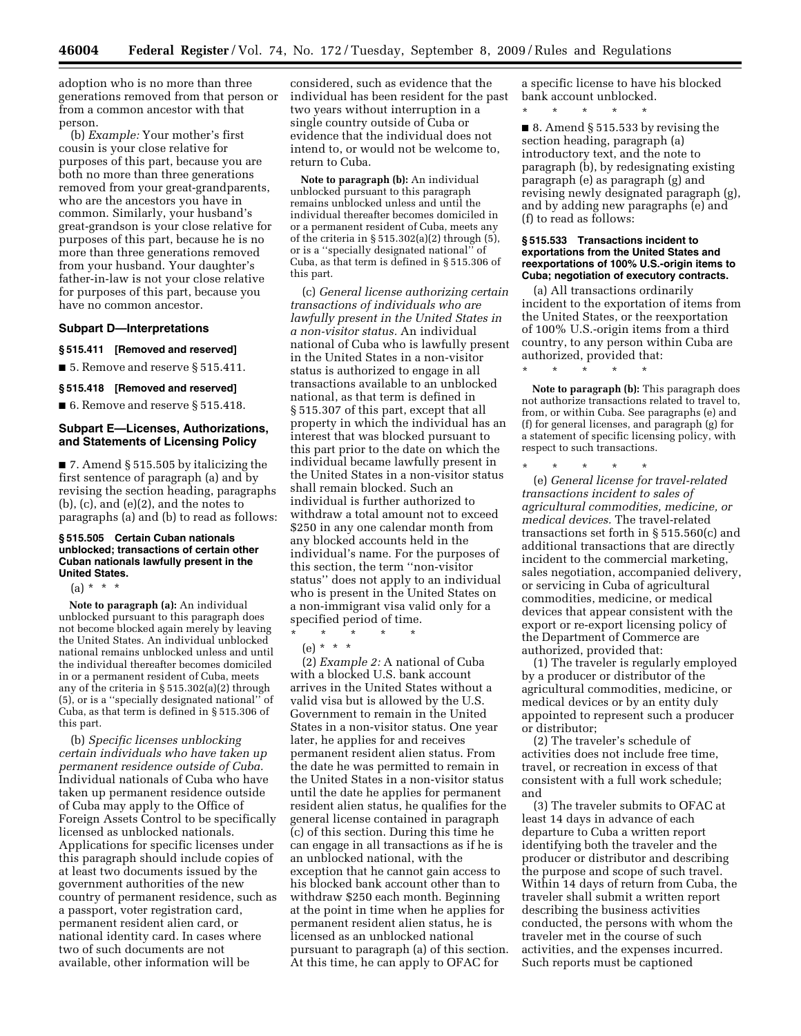adoption who is no more than three generations removed from that person or from a common ancestor with that person.

(b) *Example:* Your mother's first cousin is your close relative for purposes of this part, because you are both no more than three generations removed from your great-grandparents, who are the ancestors you have in common. Similarly, your husband's great-grandson is your close relative for purposes of this part, because he is no more than three generations removed from your husband. Your daughter's father-in-law is not your close relative for purposes of this part, because you have no common ancestor.

## Subpart D—Interpretations

### § 515.411 [Removed and reserved]

■ 5. Remove and reserve § 515.411.

### § 515.418 [Removed and reserved]

■ 6. Remove and reserve § 515.418.

## Subpart E—Licenses, Authorizations, and Statements of Licensing Policy

■ 7. Amend § 515.505 by italicizing the first sentence of paragraph (a) and by revising the section heading, paragraphs (b), (c), and (e)(2), and the notes to paragraphs (a) and (b) to read as follows:

### § 515.505 Certain Cuban nationals unblocked; transactions of certain other Cuban nationals lawfully present in the United States.

(a) * * *

**Note to paragraph (a):** An individual unblocked pursuant to this paragraph does not become blocked again merely by leaving the United States. An individual unblocked national remains unblocked unless and until the individual thereafter becomes domiciled in or a permanent resident of Cuba, meets any of the criteria in § 515.302(a)(2) through (5), or is a ''specially designated national'' of Cuba, as that term is defined in § 515.306 of this part.

(b) *Specific licenses unblocking certain individuals who have taken up permanent residence outside of Cuba.* Individual nationals of Cuba who have taken up permanent residence outside of Cuba may apply to the Office of Foreign Assets Control to be specifically licensed as unblocked nationals. Applications for specific licenses under this paragraph should include copies of at least two documents issued by the government authorities of the new country of permanent residence, such as a passport, voter registration card, permanent resident alien card, or national identity card. In cases where two of such documents are not available, other information will be considered, such as evidence that the individual has been resident for the past two years without interruption in a single country outside of Cuba or evidence that the individual does not intend to, or would not be welcome to, return to Cuba.

**Note to paragraph (b):** An individual unblocked pursuant to this paragraph remains unblocked unless and until the individual thereafter becomes domiciled in or a permanent resident of Cuba, meets any of the criteria in § 515.302(a)(2) through (5), or is a ''specially designated national'' of Cuba, as that term is defined in § 515.306 of this part.

(c) *General license authorizing certain transactions of individuals who are lawfully present in the United States in a non-visitor status.* An individual national of Cuba who is lawfully present in the United States in a non-visitor status is authorized to engage in all transactions available to an unblocked national, as that term is defined in § 515.307 of this part, except that all property in which the individual has an interest that was blocked pursuant to this part prior to the date on which the individual became lawfully present in the United States in a non-visitor status shall remain blocked. Such an individual is further authorized to withdraw a total amount not to exceed $250 in any one calendar month from any blocked accounts held in the individual's name. For the purposes of this section, the term ''non-visitor status'' does not apply to an individual who is present in the United States on a non-immigrant visa valid only for a specified period of time.

\* \* \* \* \*

(e) * * *

(2) *Example 2:* A national of Cuba with a blocked U.S. bank account arrives in the United States without a valid visa but is allowed by the U.S. Government to remain in the United States in a non-visitor status. One year later, he applies for and receives permanent resident alien status. From the date he was permitted to remain in the United States in a non-visitor status until the date he applies for permanent resident alien status, he qualifies for the general license contained in paragraph (c) of this section. During this time he can engage in all transactions as if he is an unblocked national, with the exception that he cannot gain access to his blocked bank account other than to withdraw $250 each month. Beginning at the point in time when he applies for permanent resident alien status, he is licensed as an unblocked national pursuant to paragraph (a) of this section. At this time, he can apply to OFAC for a specific license to have his blocked bank account unblocked.

\* \* \* \* \*

■ 8. Amend § 515.533 by revising the section heading, paragraph (a) introductory text, and the note to paragraph (b), by redesignating existing paragraph (e) as paragraph (g) and revising newly designated paragraph (g), and by adding new paragraphs (e) and (f) to read as follows:

### § 515.533 Transactions incident to exportations from the United States and reexportations of 100% U.S.-origin items to Cuba; negotiation of executory contracts.

(a) All transactions ordinarily incident to the exportation of items from the United States, or the reexportation of 100% U.S.-origin items from a third country, to any person within Cuba are authorized, provided that:

\* \* \* \* \*

**Note to paragraph (b):** This paragraph does not authorize transactions related to travel to, from, or within Cuba. See paragraphs (e) and (f) for general licenses, and paragraph (g) for a statement of specific licensing policy, with respect to such transactions.

\* \* \* \* \*

(e) *General license for travel-related transactions incident to sales of agricultural commodities, medicine, or medical devices.* The travel-related transactions set forth in § 515.560(c) and additional transactions that are directly incident to the commercial marketing, sales negotiation, accompanied delivery, or servicing in Cuba of agricultural commodities, medicine, or medical devices that appear consistent with the export or re-export licensing policy of the Department of Commerce are authorized, provided that:

(1) The traveler is regularly employed by a producer or distributor of the agricultural commodities, medicine, or medical devices or by an entity duly appointed to represent such a producer or distributor;

(2) The traveler's schedule of activities does not include free time, travel, or recreation in excess of that consistent with a full work schedule; and

(3) The traveler submits to OFAC at least 14 days in advance of each departure to Cuba a written report identifying both the traveler and the producer or distributor and describing the purpose and scope of such travel. Within 14 days of return from Cuba, the traveler shall submit a written report describing the business activities conducted, the persons with whom the traveler met in the course of such activities, and the expenses incurred. Such reports must be captioned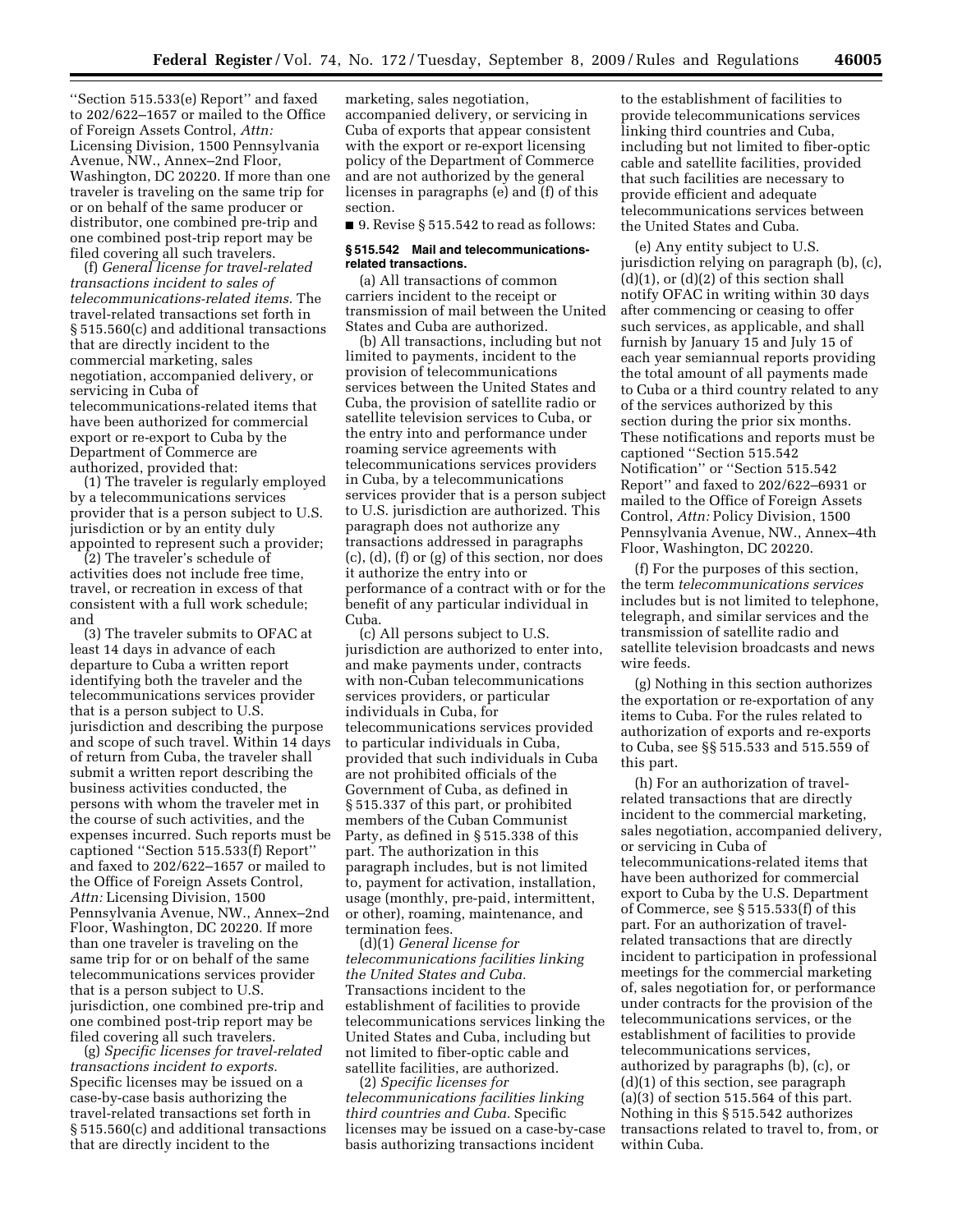''Section 515.533(e) Report'' and faxed to 202/622–1657 or mailed to the Office of Foreign Assets Control, *Attn:* Licensing Division, 1500 Pennsylvania Avenue, NW., Annex–2nd Floor, Washington, DC 20220. If more than one traveler is traveling on the same trip for or on behalf of the same producer or distributor, one combined pre-trip and one combined post-trip report may be filed covering all such travelers.

(f) *General license for travel-related transactions incident to sales of telecommunications-related items.* The travel-related transactions set forth in § 515.560(c) and additional transactions that are directly incident to the commercial marketing, sales negotiation, accompanied delivery, or servicing in Cuba of telecommunications-related items that have been authorized for commercial export or re-export to Cuba by the Department of Commerce are authorized, provided that:

(1) The traveler is regularly employed by a telecommunications services provider that is a person subject to U.S. jurisdiction or by an entity duly appointed to represent such a provider;

(2) The traveler's schedule of activities does not include free time, travel, or recreation in excess of that consistent with a full work schedule; and

(3) The traveler submits to OFAC at least 14 days in advance of each departure to Cuba a written report identifying both the traveler and the telecommunications services provider that is a person subject to U.S. jurisdiction and describing the purpose and scope of such travel. Within 14 days of return from Cuba, the traveler shall submit a written report describing the business activities conducted, the persons with whom the traveler met in the course of such activities, and the expenses incurred. Such reports must be captioned ''Section 515.533(f) Report'' and faxed to 202/622–1657 or mailed to the Office of Foreign Assets Control, *Attn:* Licensing Division, 1500 Pennsylvania Avenue, NW., Annex–2nd Floor, Washington, DC 20220. If more than one traveler is traveling on the same trip for or on behalf of the same telecommunications services provider that is a person subject to U.S. jurisdiction, one combined pre-trip and one combined post-trip report may be filed covering all such travelers.

(g) *Specific licenses for travel-related transactions incident to exports.* Specific licenses may be issued on a case-by-case basis authorizing the travel-related transactions set forth in § 515.560(c) and additional transactions that are directly incident to the marketing, sales negotiation, accompanied delivery, or servicing in Cuba of exports that appear consistent with the export or re-export licensing policy of the Department of Commerce and are not authorized by the general licenses in paragraphs (e) and (f) of this section.

■ 9. Revise § 515.542 to read as follows:

**§ 515.542 Mail and telecommunications-related transactions.**

(a) All transactions of common carriers incident to the receipt or transmission of mail between the United States and Cuba are authorized.

(b) All transactions, including but not limited to payments, incident to the provision of telecommunications services between the United States and Cuba, the provision of satellite radio or satellite television services to Cuba, or the entry into and performance under roaming service agreements with telecommunications services providers in Cuba, by a telecommunications services provider that is a person subject to U.S. jurisdiction are authorized. This paragraph does not authorize any transactions addressed in paragraphs (c), (d), (f) or (g) of this section, nor does it authorize the entry into or performance of a contract with or for the benefit of any particular individual in Cuba.

(c) All persons subject to U.S. jurisdiction are authorized to enter into, and make payments under, contracts with non-Cuban telecommunications services providers, or particular individuals in Cuba, for telecommunications services provided to particular individuals in Cuba, provided that such individuals in Cuba are not prohibited officials of the Government of Cuba, as defined in § 515.337 of this part, or prohibited members of the Cuban Communist Party, as defined in § 515.338 of this part. The authorization in this paragraph includes, but is not limited to, payment for activation, installation, usage (monthly, pre-paid, intermittent, or other), roaming, maintenance, and termination fees.

(d)(1) *General license for telecommunications facilities linking the United States and Cuba.* Transactions incident to the establishment of facilities to provide telecommunications services linking the United States and Cuba, including but not limited to fiber-optic cable and satellite facilities, are authorized.

(2) *Specific licenses for telecommunications facilities linking third countries and Cuba.* Specific licenses may be issued on a case-by-case basis authorizing transactions incident to the establishment of facilities to provide telecommunications services linking third countries and Cuba, including but not limited to fiber-optic cable and satellite facilities, provided that such facilities are necessary to provide efficient and adequate telecommunications services between the United States and Cuba.

(e) Any entity subject to U.S. jurisdiction relying on paragraph (b), (c), (d)(1), or (d)(2) of this section shall notify OFAC in writing within 30 days after commencing or ceasing to offer such services, as applicable, and shall furnish by January 15 and July 15 of each year semiannual reports providing the total amount of all payments made to Cuba or a third country related to any of the services authorized by this section during the prior six months. These notifications and reports must be captioned ''Section 515.542 Notification'' or ''Section 515.542 Report'' and faxed to 202/622–6931 or mailed to the Office of Foreign Assets Control, *Attn:* Policy Division, 1500 Pennsylvania Avenue, NW., Annex–4th Floor, Washington, DC 20220.

(f) For the purposes of this section, the term *telecommunications services* includes but is not limited to telephone, telegraph, and similar services and the transmission of satellite radio and satellite television broadcasts and news wire feeds.

(g) Nothing in this section authorizes the exportation or re-exportation of any items to Cuba. For the rules related to authorization of exports and re-exports to Cuba, see §§ 515.533 and 515.559 of this part.

(h) For an authorization of travel-related transactions that are directly incident to the commercial marketing, sales negotiation, accompanied delivery, or servicing in Cuba of telecommunications-related items that have been authorized for commercial export to Cuba by the U.S. Department of Commerce, see § 515.533(f) of this part. For an authorization of travel-related transactions that are directly incident to participation in professional meetings for the commercial marketing of, sales negotiation for, or performance under contracts for the provision of the telecommunications services, or the establishment of facilities to provide telecommunications services, authorized by paragraphs (b), (c), or (d)(1) of this section, see paragraph (a)(3) of section 515.564 of this part. Nothing in this § 515.542 authorizes transactions related to travel to, from, or within Cuba.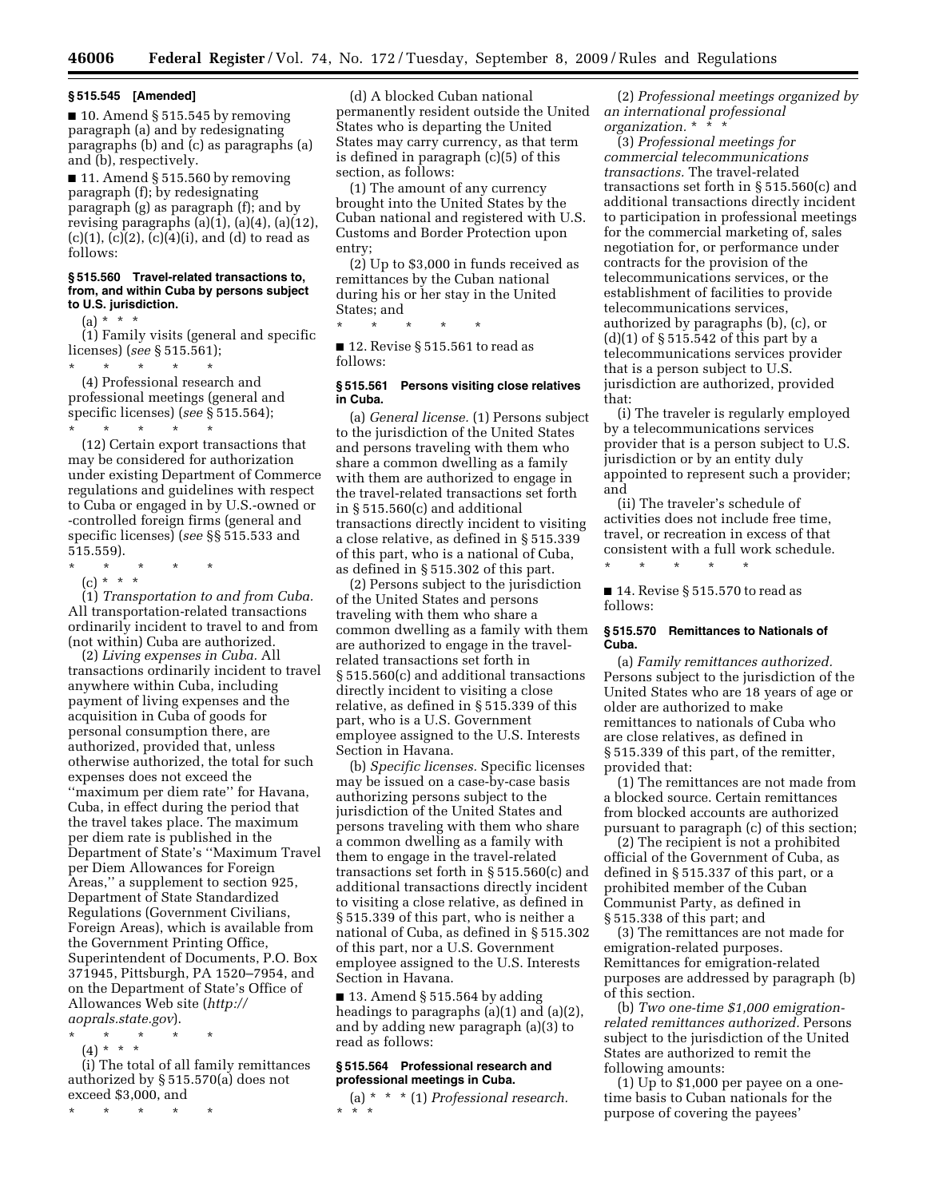### § 515.545 [Amended]

■ 10. Amend § 515.545 by removing paragraph (a) and by redesignating paragraphs (b) and (c) as paragraphs (a) and (b), respectively.

■ 11. Amend § 515.560 by removing paragraph (f); by redesignating paragraph (g) as paragraph (f); and by revising paragraphs (a)(1), (a)(4), (a)(12), (c)(1), (c)(2), (c)(4)(i), and (d) to read as follows:

#### § 515.560 Travel-related transactions to, from, and within Cuba by persons subject to U.S. jurisdiction.

(a) * * *

(1) Family visits (general and specific licenses) (*see* § 515.561);

\* \* \* \* \*

(4) Professional research and professional meetings (general and specific licenses) (*see* § 515.564);

\* \* \* \* \*

(12) Certain export transactions that may be considered for authorization under existing Department of Commerce regulations and guidelines with respect to Cuba or engaged in by U.S.-owned or -controlled foreign firms (general and specific licenses) (*see* §§ 515.533 and 515.559).

\* \* \* \* \*

(c) * * *

(1) *Transportation to and from Cuba.* All transportation-related transactions ordinarily incident to travel to and from (not within) Cuba are authorized.

(2) *Living expenses in Cuba.* All transactions ordinarily incident to travel anywhere within Cuba, including payment of living expenses and the acquisition in Cuba of goods for personal consumption there, are authorized, provided that, unless otherwise authorized, the total for such expenses does not exceed the ''maximum per diem rate'' for Havana, Cuba, in effect during the period that the travel takes place. The maximum per diem rate is published in the Department of State's ''Maximum Travel per Diem Allowances for Foreign Areas,'' a supplement to section 925, Department of State Standardized Regulations (Government Civilians, Foreign Areas), which is available from the Government Printing Office, Superintendent of Documents, P.O. Box 371945, Pittsburgh, PA 1520–7954, and on the Department of State's Office of Allowances Web site (*http://aoprals.state.gov*).

\* \* \* \* \*

(4) * * *

(i) The total of all family remittances authorized by § 515.570(a) does not exceed $3,000, and

\* \* \* \* \*

(d) A blocked Cuban national permanently resident outside the United States who is departing the United States may carry currency, as that term is defined in paragraph (c)(5) of this section, as follows:

(1) The amount of any currency brought into the United States by the Cuban national and registered with U.S. Customs and Border Protection upon entry;

(2) Up to $3,000 in funds received as remittances by the Cuban national during his or her stay in the United States; and

\* \* \* \* \*

■ 12. Revise § 515.561 to read as follows:

#### § 515.561 Persons visiting close relatives in Cuba.

(a) *General license.* (1) Persons subject to the jurisdiction of the United States and persons traveling with them who share a common dwelling as a family with them are authorized to engage in the travel-related transactions set forth in § 515.560(c) and additional transactions directly incident to visiting a close relative, as defined in § 515.339 of this part, who is a national of Cuba, as defined in § 515.302 of this part.

(2) Persons subject to the jurisdiction of the United States and persons traveling with them who share a common dwelling as a family with them are authorized to engage in the travel-related transactions set forth in § 515.560(c) and additional transactions directly incident to visiting a close relative, as defined in § 515.339 of this part, who is a U.S. Government employee assigned to the U.S. Interests Section in Havana.

(b) *Specific licenses.* Specific licenses may be issued on a case-by-case basis authorizing persons subject to the jurisdiction of the United States and persons traveling with them who share a common dwelling as a family with them to engage in the travel-related transactions set forth in § 515.560(c) and additional transactions directly incident to visiting a close relative, as defined in § 515.339 of this part, who is neither a national of Cuba, as defined in § 515.302 of this part, nor a U.S. Government employee assigned to the U.S. Interests Section in Havana.

■ 13. Amend § 515.564 by adding headings to paragraphs (a)(1) and (a)(2), and by adding new paragraph (a)(3) to read as follows:

#### § 515.564 Professional research and professional meetings in Cuba.

(a) * * * (1) *Professional research.* * * *

(2) *Professional meetings organized by an international professional organization.* * * *

(3) *Professional meetings for commercial telecommunications transactions.* The travel-related transactions set forth in § 515.560(c) and additional transactions directly incident to participation in professional meetings for the commercial marketing of, sales negotiation for, or performance under contracts for the provision of the telecommunications services, or the establishment of facilities to provide telecommunications services, authorized by paragraphs (b), (c), or (d)(1) of § 515.542 of this part by a telecommunications services provider that is a person subject to U.S. jurisdiction are authorized, provided that:

(i) The traveler is regularly employed by a telecommunications services provider that is a person subject to U.S. jurisdiction or by an entity duly appointed to represent such a provider; and

(ii) The traveler's schedule of activities does not include free time, travel, or recreation in excess of that consistent with a full work schedule.

\* \* \* \* \*

■ 14. Revise § 515.570 to read as follows:

#### § 515.570 Remittances to Nationals of Cuba.

(a) *Family remittances authorized.* Persons subject to the jurisdiction of the United States who are 18 years of age or older are authorized to make remittances to nationals of Cuba who are close relatives, as defined in § 515.339 of this part, of the remitter, provided that:

(1) The remittances are not made from a blocked source. Certain remittances from blocked accounts are authorized pursuant to paragraph (c) of this section;

(2) The recipient is not a prohibited official of the Government of Cuba, as defined in § 515.337 of this part, or a prohibited member of the Cuban Communist Party, as defined in § 515.338 of this part; and

(3) The remittances are not made for emigration-related purposes. Remittances for emigration-related purposes are addressed by paragraph (b) of this section.

(b) *Two one-time $1,000 emigration-related remittances authorized.* Persons subject to the jurisdiction of the United States are authorized to remit the following amounts:

(1) Up to $1,000 per payee on a one-time basis to Cuban nationals for the purpose of covering the payees'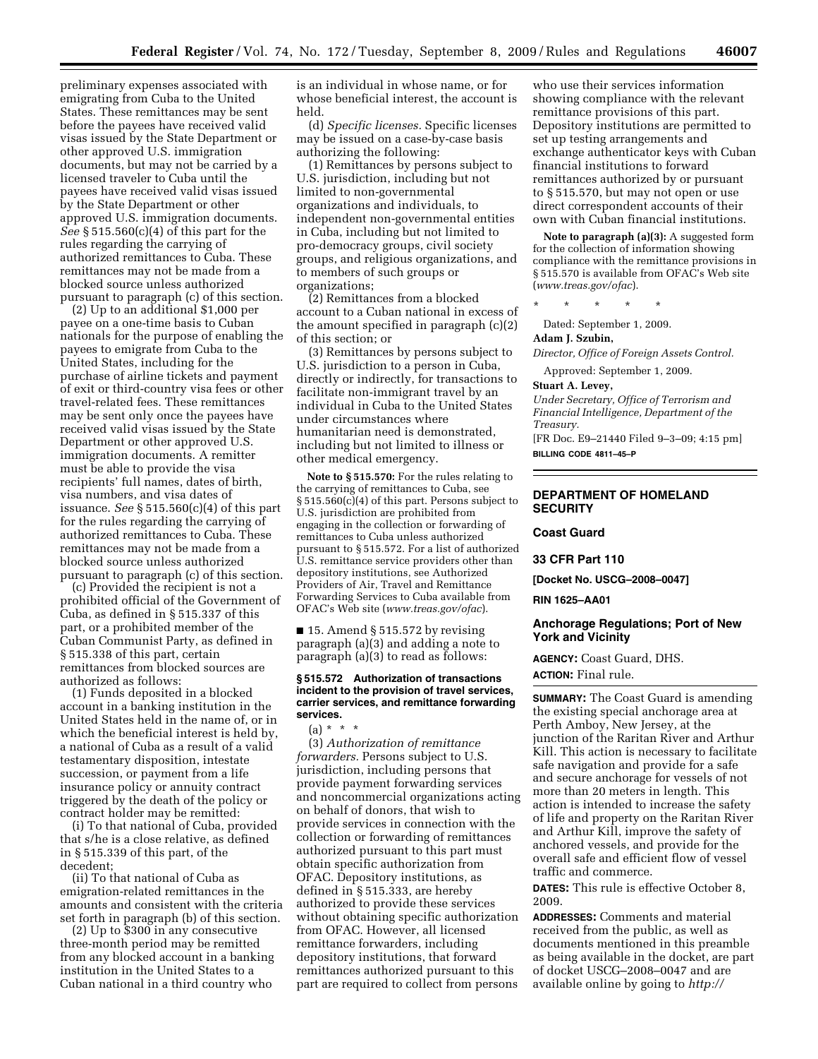preliminary expenses associated with emigrating from Cuba to the United States. These remittances may be sent before the payees have received valid visas issued by the State Department or other approved U.S. immigration documents, but may not be carried by a licensed traveler to Cuba until the payees have received valid visas issued by the State Department or other approved U.S. immigration documents. *See* § 515.560(c)(4) of this part for the rules regarding the carrying of authorized remittances to Cuba. These remittances may not be made from a blocked source unless authorized pursuant to paragraph (c) of this section.

(2) Up to an additional $1,000 per payee on a one-time basis to Cuban nationals for the purpose of enabling the payees to emigrate from Cuba to the United States, including for the purchase of airline tickets and payment of exit or third-country visa fees or other travel-related fees. These remittances may be sent only once the payees have received valid visas issued by the State Department or other approved U.S. immigration documents. A remitter must be able to provide the visa recipients' full names, dates of birth, visa numbers, and visa dates of issuance. *See* § 515.560(c)(4) of this part for the rules regarding the carrying of authorized remittances to Cuba. These remittances may not be made from a blocked source unless authorized pursuant to paragraph (c) of this section.

(c) Provided the recipient is not a prohibited official of the Government of Cuba, as defined in § 515.337 of this part, or a prohibited member of the Cuban Communist Party, as defined in § 515.338 of this part, certain remittances from blocked sources are authorized as follows:

(1) Funds deposited in a blocked account in a banking institution in the United States held in the name of, or in which the beneficial interest is held by, a national of Cuba as a result of a valid testamentary disposition, intestate succession, or payment from a life insurance policy or annuity contract triggered by the death of the policy or contract holder may be remitted:

(i) To that national of Cuba, provided that s/he is a close relative, as defined in § 515.339 of this part, of the decedent;

(ii) To that national of Cuba as emigration-related remittances in the amounts and consistent with the criteria set forth in paragraph (b) of this section.

(2) Up to $300 in any consecutive three-month period may be remitted from any blocked account in a banking institution in the United States to a Cuban national in a third country who is an individual in whose name, or for whose beneficial interest, the account is held.

(d) *Specific licenses.* Specific licenses may be issued on a case-by-case basis authorizing the following:

(1) Remittances by persons subject to U.S. jurisdiction, including but not limited to non-governmental organizations and individuals, to independent non-governmental entities in Cuba, including but not limited to pro-democracy groups, civil society groups, and religious organizations, and to members of such groups or organizations;

(2) Remittances from a blocked account to a Cuban national in excess of the amount specified in paragraph (c)(2) of this section; or

(3) Remittances by persons subject to U.S. jurisdiction to a person in Cuba, directly or indirectly, for transactions to facilitate non-immigrant travel by an individual in Cuba to the United States under circumstances where humanitarian need is demonstrated, including but not limited to illness or other medical emergency.

**Note to § 515.570:** For the rules relating to the carrying of remittances to Cuba, see § 515.560(c)(4) of this part. Persons subject to U.S. jurisdiction are prohibited from engaging in the collection or forwarding of remittances to Cuba unless authorized pursuant to § 515.572. For a list of authorized U.S. remittance service providers other than depository institutions, see Authorized Providers of Air, Travel and Remittance Forwarding Services to Cuba available from OFAC's Web site (*www.treas.gov/ofac*).

■ 15. Amend § 515.572 by revising paragraph (a)(3) and adding a note to paragraph (a)(3) to read as follows:

**§ 515.572 Authorization of transactions incident to the provision of travel services, carrier services, and remittance forwarding services.**

(a) * * *

(3) *Authorization of remittance forwarders.* Persons subject to U.S. jurisdiction, including persons that provide payment forwarding services and noncommercial organizations acting on behalf of donors, that wish to provide services in connection with the collection or forwarding of remittances authorized pursuant to this part must obtain specific authorization from OFAC. Depository institutions, as defined in § 515.333, are hereby authorized to provide these services without obtaining specific authorization from OFAC. However, all licensed remittance forwarders, including depository institutions, that forward remittances authorized pursuant to this part are required to collect from persons who use their services information showing compliance with the relevant remittance provisions of this part. Depository institutions are permitted to set up testing arrangements and exchange authenticator keys with Cuban financial institutions to forward remittances authorized by or pursuant to § 515.570, but may not open or use direct correspondent accounts of their own with Cuban financial institutions.

**Note to paragraph (a)(3):** A suggested form for the collection of information showing compliance with the remittance provisions in § 515.570 is available from OFAC's Web site (*www.treas.gov/ofac*).

\* \* \* \* \*

Dated: September 1, 2009.

**Adam J. Szubin,**

*Director, Office of Foreign Assets Control.*

Approved: September 1, 2009.

**Stuart A. Levey,**

*Under Secretary, Office of Terrorism and Financial Intelligence, Department of the Treasury.*

[FR Doc. E9–21440 Filed 9–3–09; 4:15 pm]

**BILLING CODE 4811–45–P**

## DEPARTMENT OF HOMELAND SECURITY

### Coast Guard

### 33 CFR Part 110

**[Docket No. USCG–2008–0047]**

**RIN 1625–AA01**

### Anchorage Regulations; Port of New York and Vicinity

**AGENCY:** Coast Guard, DHS.

**ACTION:** Final rule.

**SUMMARY:** The Coast Guard is amending the existing special anchorage area at Perth Amboy, New Jersey, at the junction of the Raritan River and Arthur Kill. This action is necessary to facilitate safe navigation and provide for a safe and secure anchorage for vessels of not more than 20 meters in length. This action is intended to increase the safety of life and property on the Raritan River and Arthur Kill, improve the safety of anchored vessels, and provide for the overall safe and efficient flow of vessel traffic and commerce.

**DATES:** This rule is effective October 8, 2009.

**ADDRESSES:** Comments and material received from the public, as well as documents mentioned in this preamble as being available in the docket, are part of docket USCG–2008–0047 and are available online by going to *http://*